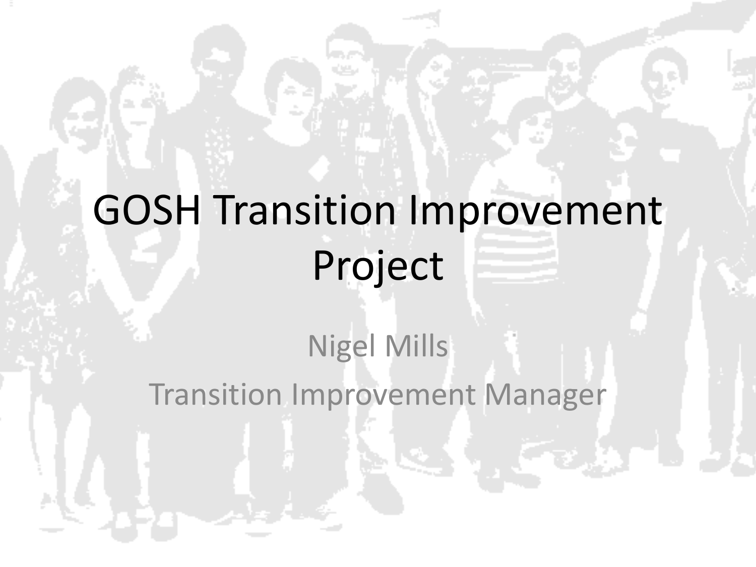# GOSH Transition Improvement Project

Nigel Mills

Transition Improvement Manager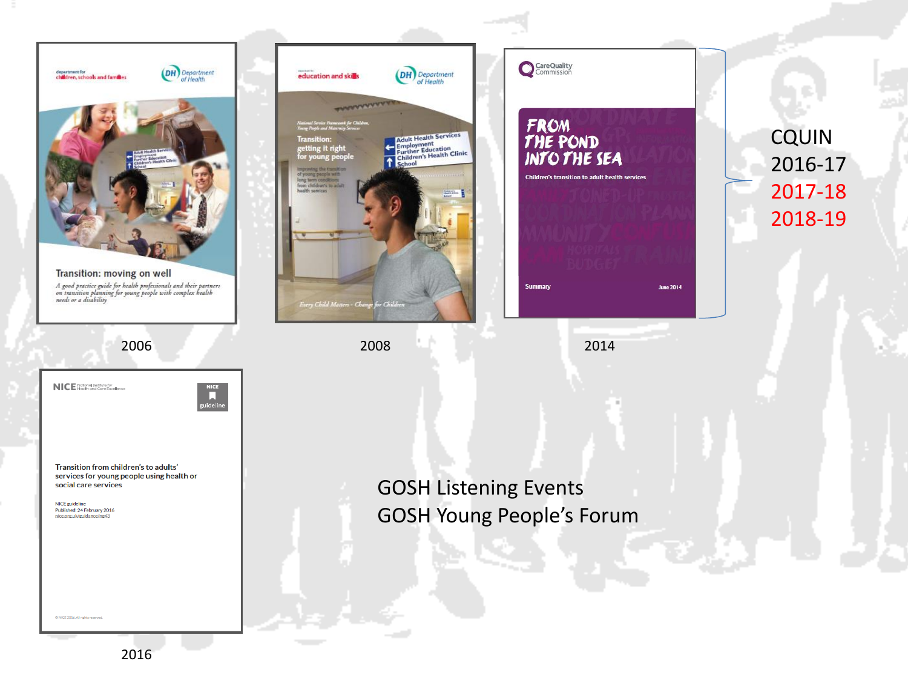department for children, schools and families

Department of Health

Transition: moving on well

A good practice guide for health professionals and their partners on transition planning for young people with complex health needs or a disability

2006

education and skills

Department of Health

National Service Framework for Children, Young People and Maternity Services

Transition: getting it right for young people

Improving the transition of young people with long term conditions from children's to adult health services

Every Child Matters - Change for Children

2008

CareQuality Commission

FROM THE POND INTO THE SEA

Children's transition to adult health services

Summary

June 2014

2014

CQUIN
2016-17
2017-18
2018-19

NICE National Institute for Health and Care Excellence

NICE guideline

Transition from children's to adults' services for young people using health or social care services

NICE guideline
Published: 24 February 2016
nice.org.uk/guidance/ng43

© NICE 2016. All rights reserved.

2016

GOSH Listening Events
GOSH Young People's Forum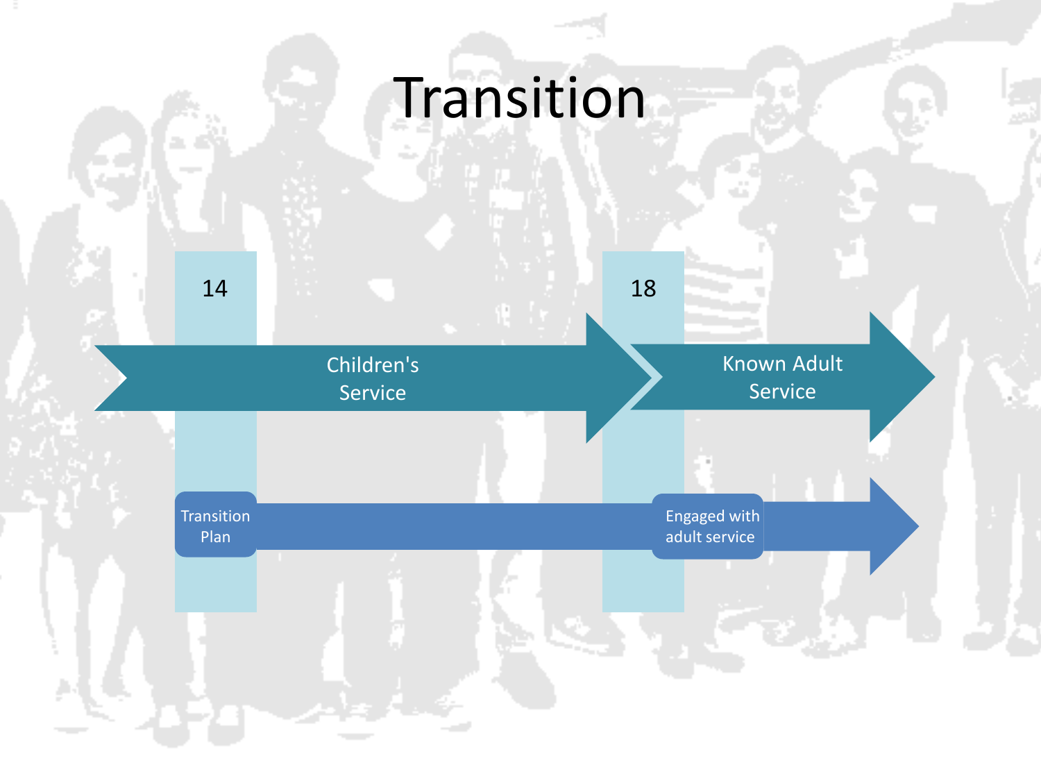# Transition

14

18

Children's Service

Known Adult Service

Transition Plan

Engaged with adult service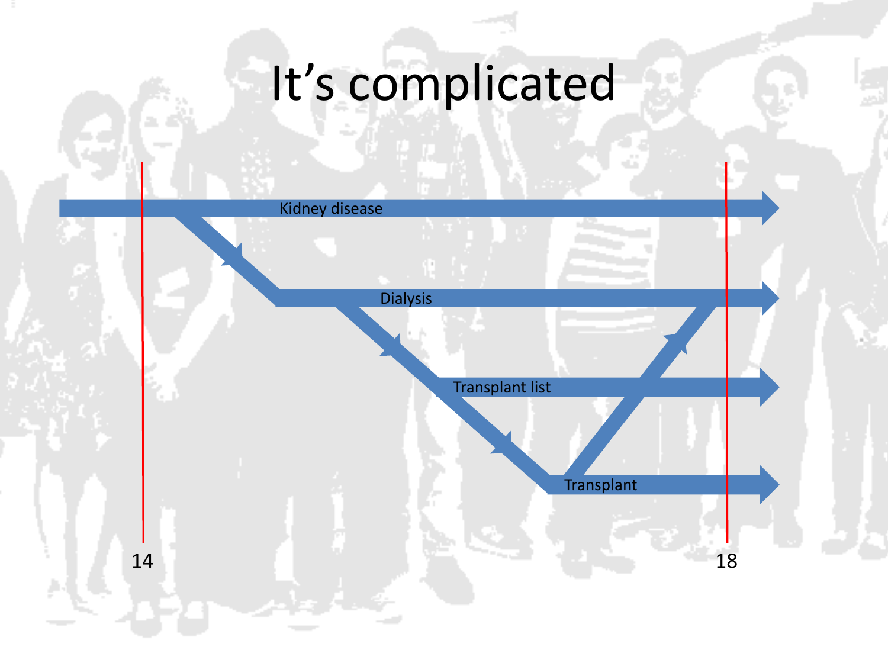# It's complicated

Kidney disease

Dialysis

Transplant list

Transplant

14

18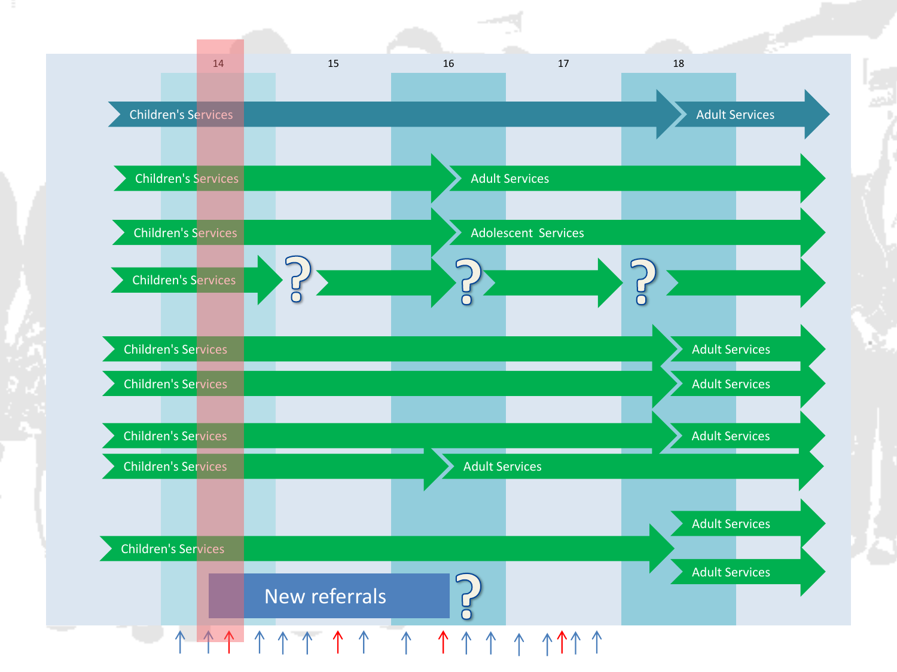14 15 16 17 18

Children's Services → Adult Services

Children's Services → Adult Services

Children's Services → Adolescent Services

Children's Services ? → ? → ? →

Children's Services → Adult Services

Children's Services → Adult Services

Children's Services → Adult Services

Children's Services → Adult Services

Children's Services → Adult Services / Adult Services

New referrals ?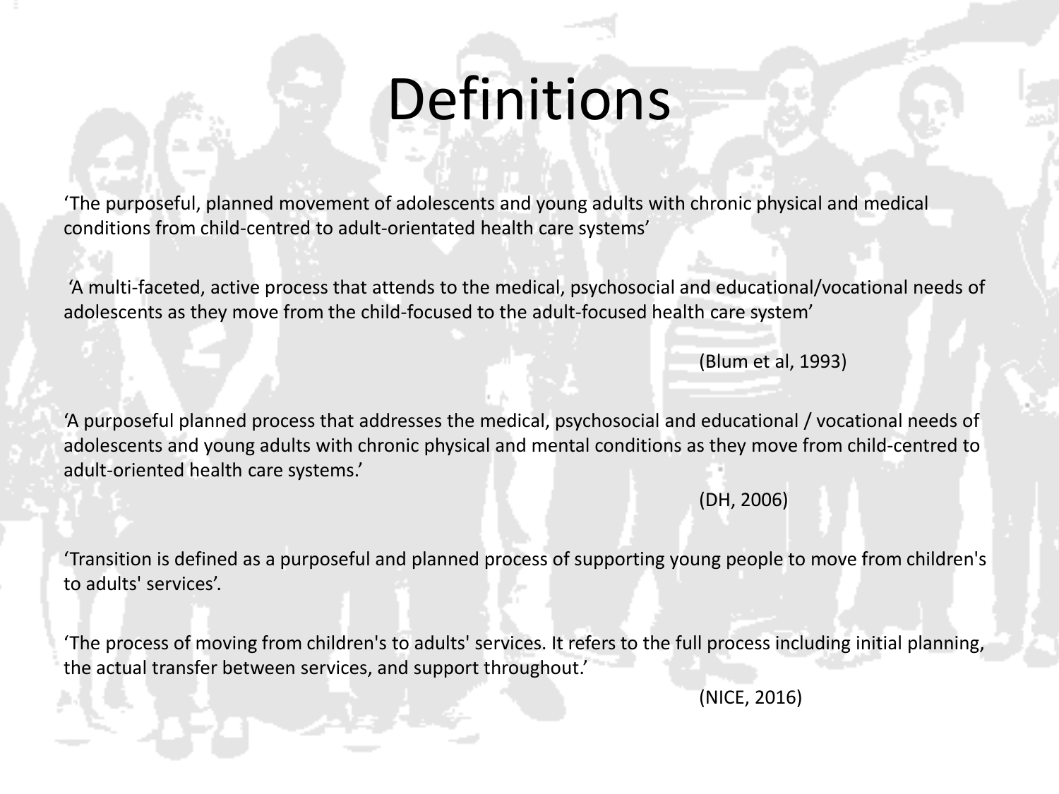# Definitions

'The purposeful, planned movement of adolescents and young adults with chronic physical and medical conditions from child-centred to adult-orientated health care systems'

'A multi-faceted, active process that attends to the medical, psychosocial and educational/vocational needs of adolescents as they move from the child-focused to the adult-focused health care system'

(Blum et al, 1993)

'A purposeful planned process that addresses the medical, psychosocial and educational / vocational needs of adolescents and young adults with chronic physical and mental conditions as they move from child-centred to adult-oriented health care systems.'

(DH, 2006)

'Transition is defined as a purposeful and planned process of supporting young people to move from children's to adults' services'.

'The process of moving from children's to adults' services. It refers to the full process including initial planning, the actual transfer between services, and support throughout.'

(NICE, 2016)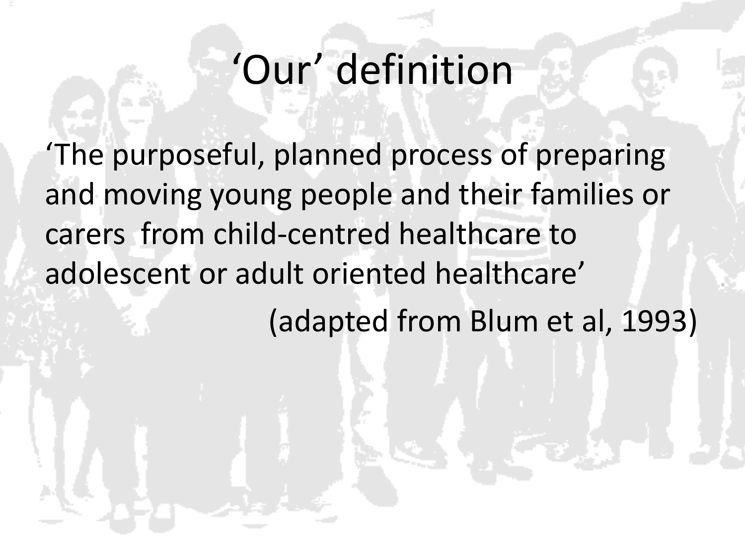# ‘Our’ definition

‘The purposeful, planned process of preparing and moving young people and their families or carers from child-centred healthcare to adolescent or adult oriented healthcare’

(adapted from Blum et al, 1993)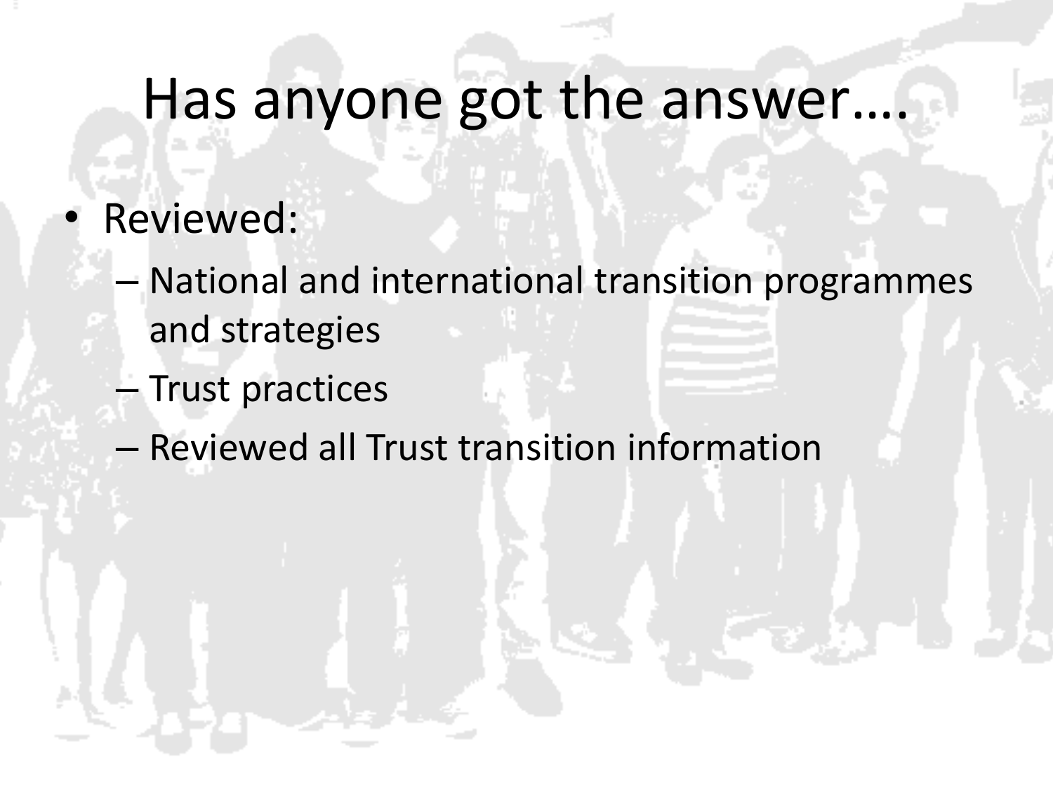# Has anyone got the answer….

- Reviewed:
  - National and international transition programmes and strategies
  - Trust practices
  - Reviewed all Trust transition information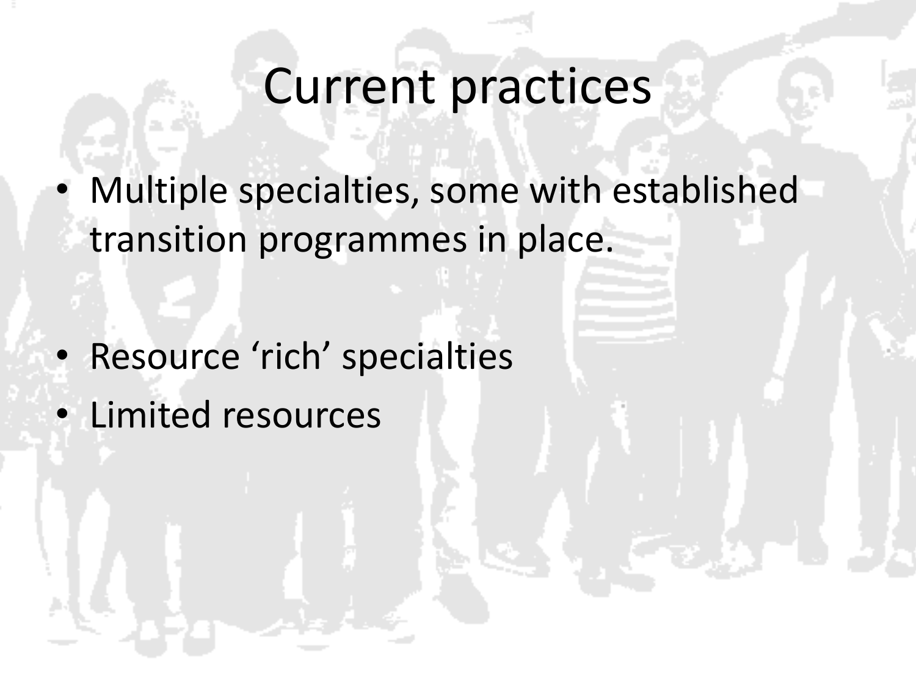# Current practices

- Multiple specialties, some with established transition programmes in place.

- Resource ‘rich’ specialties
- Limited resources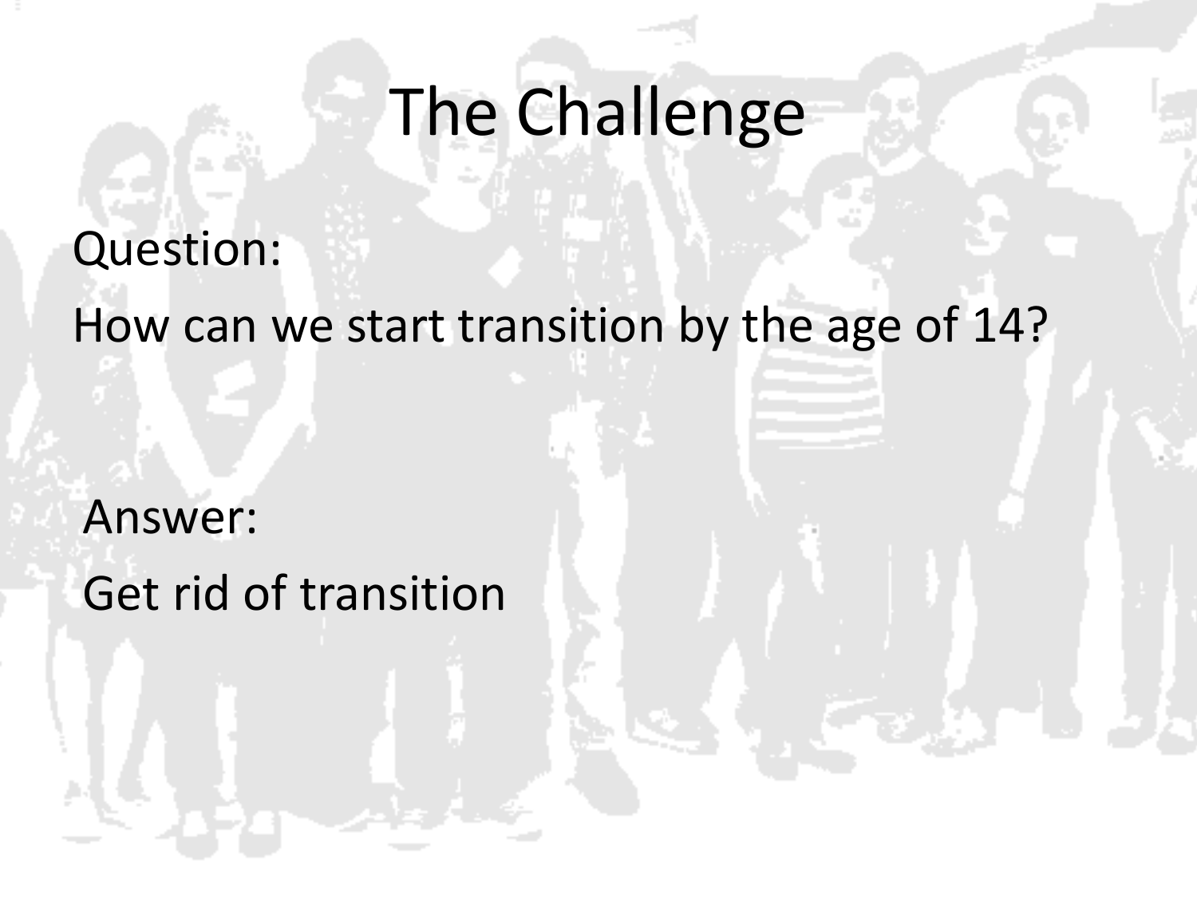# The Challenge

Question:

How can we start transition by the age of 14?

Answer:

Get rid of transition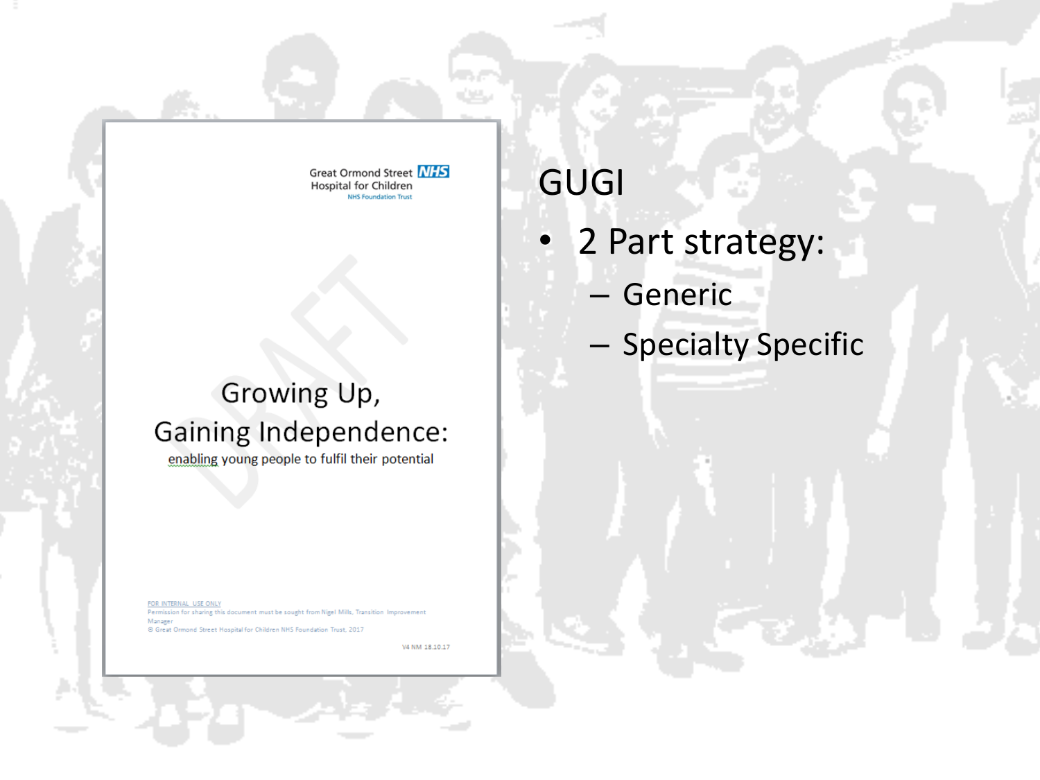Great Ormond Street Hospital for Children NHS Foundation Trust

DRAFT

# Growing Up, Gaining Independence:

enabling young people to fulfil their potential

FOR INTERNAL USE ONLY
Permission for sharing this document must be sought from Nigel Mills, Transition Improvement Manager
© Great Ormond Street Hospital for Children NHS Foundation Trust, 2017

V4 NM 18.10.17

## GUGI

- 2 Part strategy:
  - Generic
  - Specialty Specific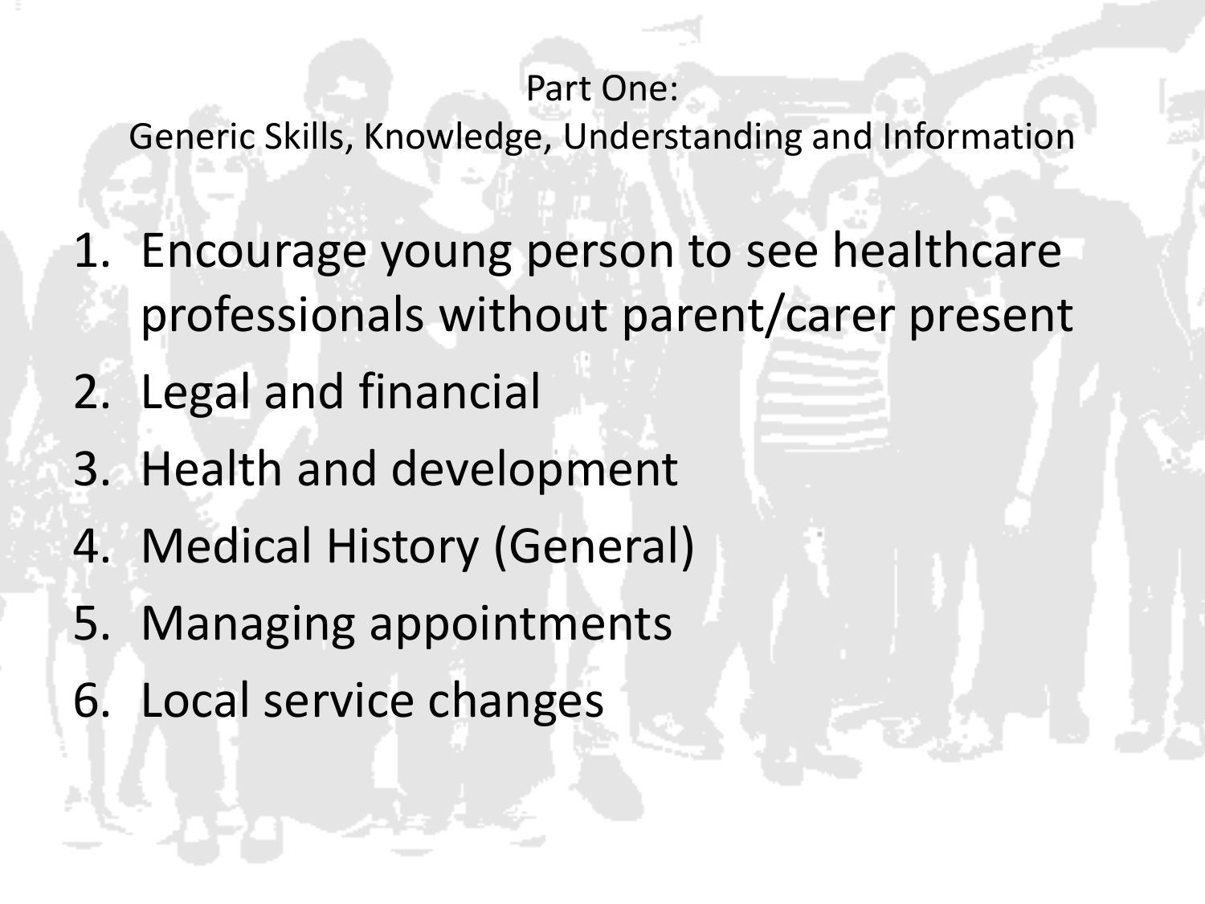## Part One:
## Generic Skills, Knowledge, Understanding and Information

1. Encourage young person to see healthcare professionals without parent/carer present
2. Legal and financial
3. Health and development
4. Medical History (General)
5. Managing appointments
6. Local service changes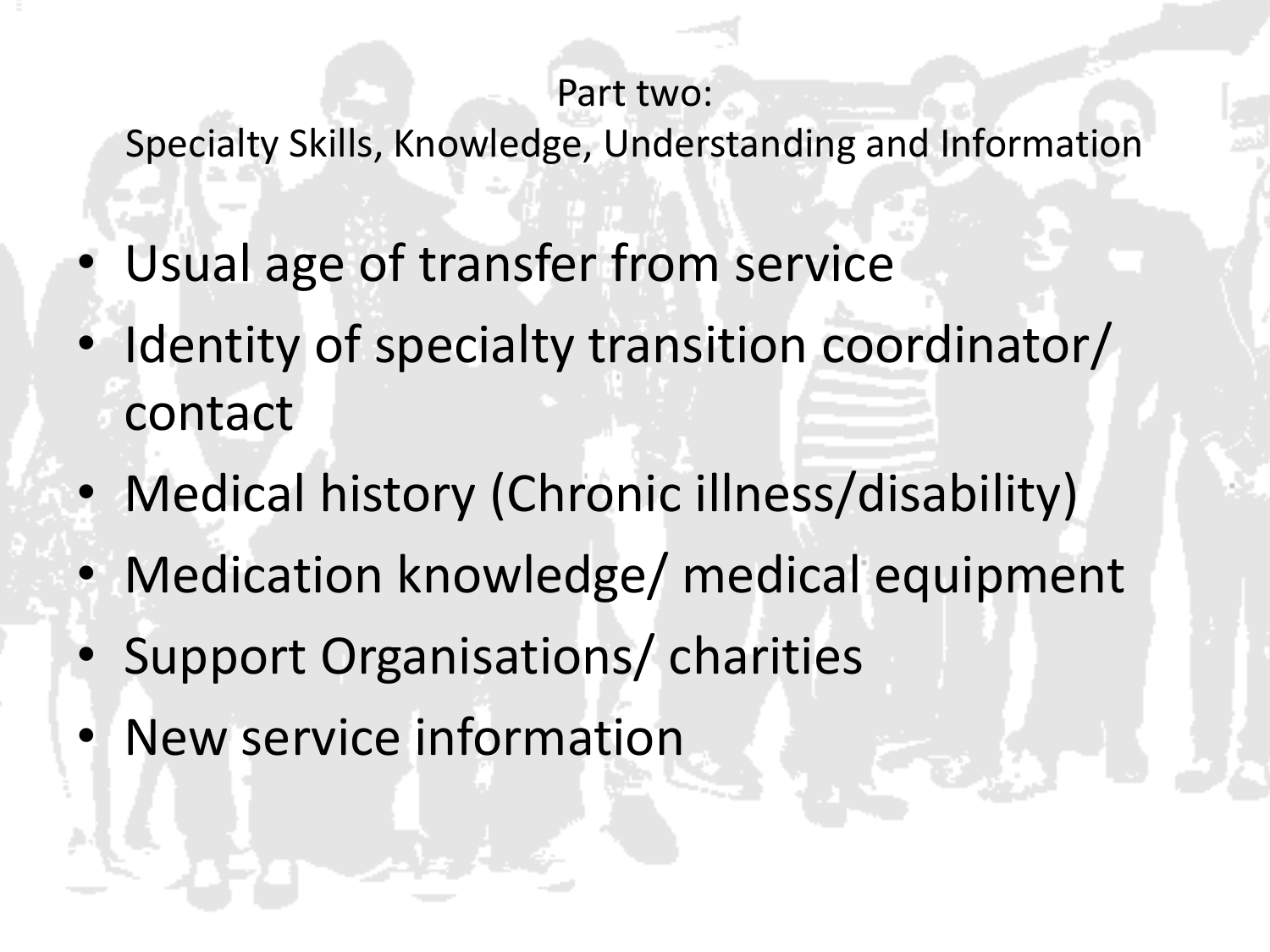## Part two:
## Specialty Skills, Knowledge, Understanding and Information

- Usual age of transfer from service
- Identity of specialty transition coordinator/ contact
- Medical history (Chronic illness/disability)
- Medication knowledge/ medical equipment
- Support Organisations/ charities
- New service information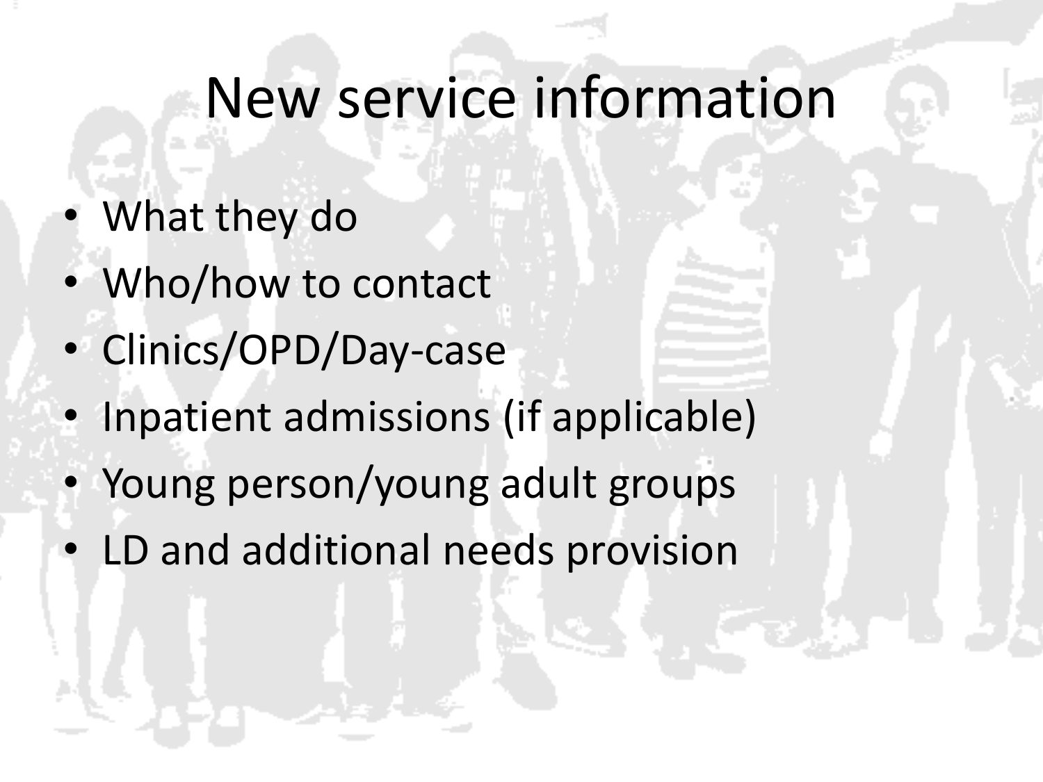# New service information

- What they do
- Who/how to contact
- Clinics/OPD/Day-case
- Inpatient admissions (if applicable)
- Young person/young adult groups
- LD and additional needs provision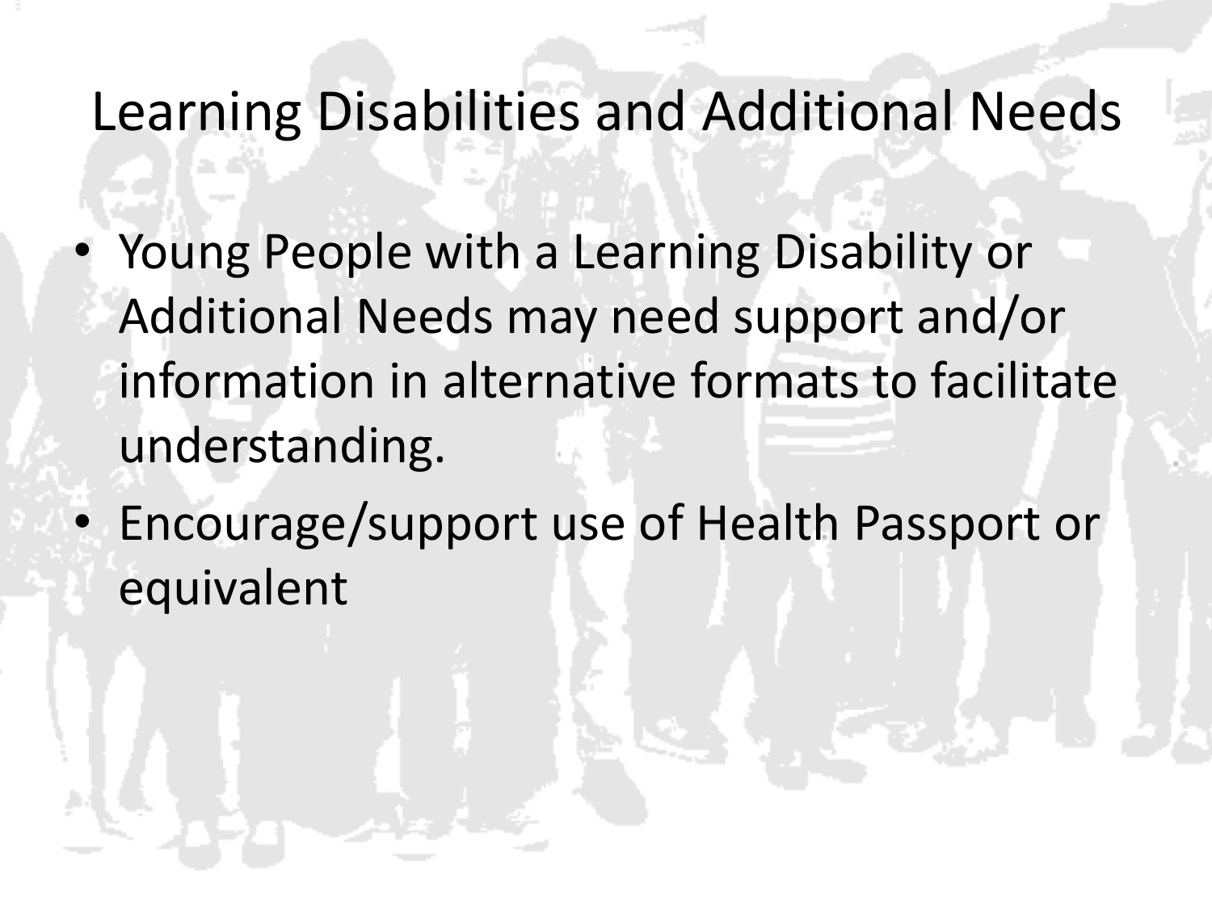# Learning Disabilities and Additional Needs

- Young People with a Learning Disability or Additional Needs may need support and/or information in alternative formats to facilitate understanding.
- Encourage/support use of Health Passport or equivalent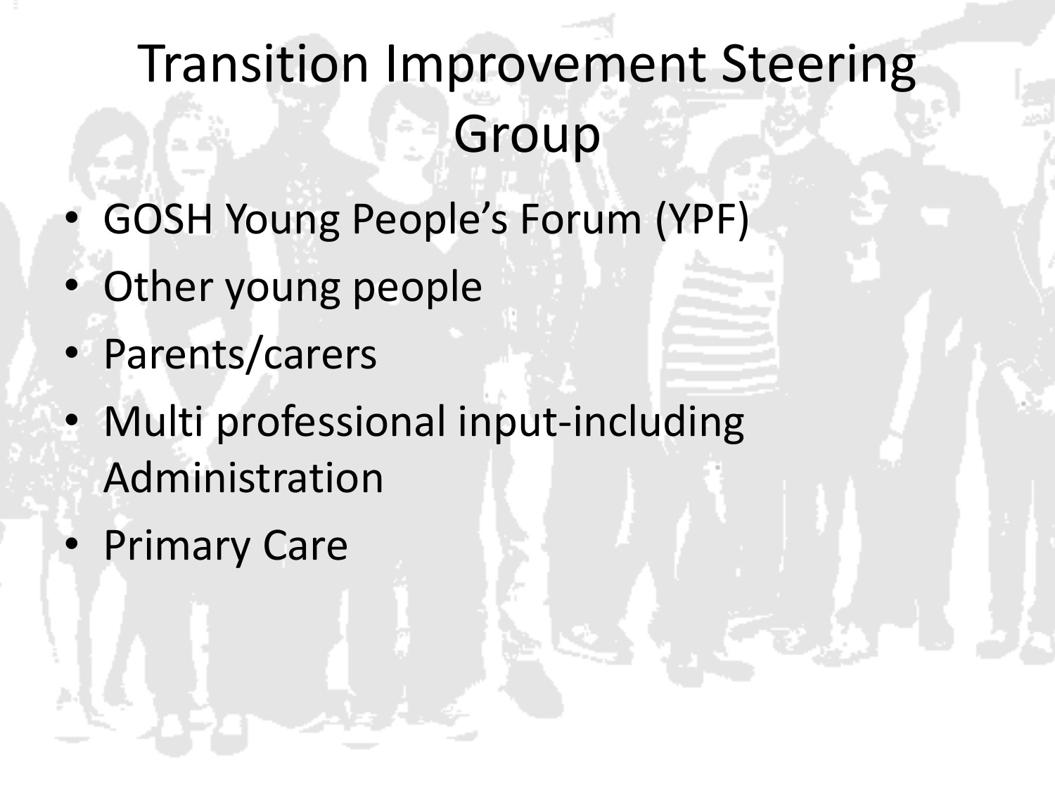# Transition Improvement Steering Group

- GOSH Young People's Forum (YPF)
- Other young people
- Parents/carers
- Multi professional input-including Administration
- Primary Care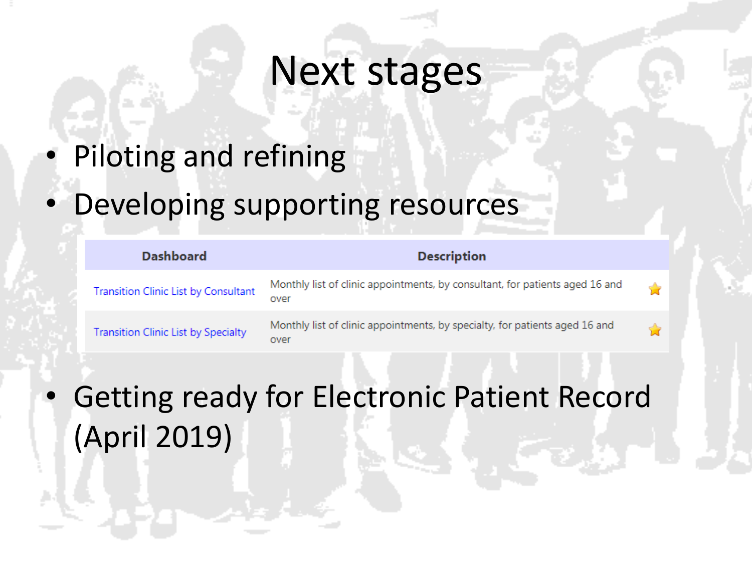# Next stages

- Piloting and refining
- Developing supporting resources

| Dashboard | Description | |
| --- | --- | --- |
| Transition Clinic List by Consultant | Monthly list of clinic appointments, by consultant, for patients aged 16 and over | ⭐ |
| Transition Clinic List by Specialty | Monthly list of clinic appointments, by specialty, for patients aged 16 and over | ⭐ |

- Getting ready for Electronic Patient Record (April 2019)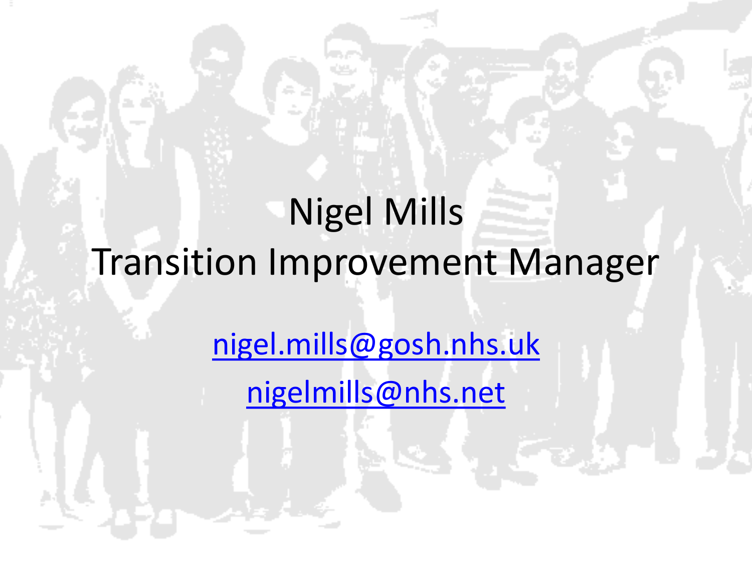Nigel Mills

Transition Improvement Manager

nigel.mills@gosh.nhs.uk

nigelmills@nhs.net